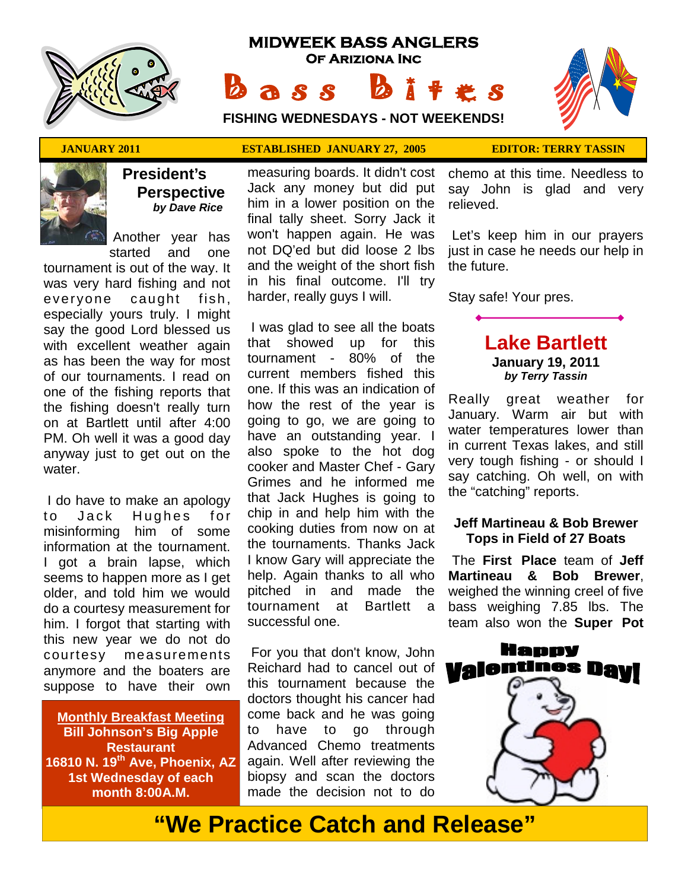# MIDWEEK BASS ANGLERS

## OF ARIZIONA INC

# Bass Bites

**FISHING WEDNESDAYS - NOT WEEKENDS!**

**JANUARY 2011** | **ESTABLISHED JANUARY 27, 2005** | **EDITOR: TERRY TASSIN**

## President's Perspective

***by Dave Rice***

Another year has started and one tournament is out of the way. It was very hard fishing and not everyone caught fish, especially yours truly. I might say the good Lord blessed us with excellent weather again as has been the way for most of our tournaments. I read on one of the fishing reports that the fishing doesn't really turn on at Bartlett until after 4:00 PM. Oh well it was a good day anyway just to get out on the water.

I do have to make an apology to Jack Hughes for misinforming him of some information at the tournament. I got a brain lapse, which seems to happen more as I get older, and told him we would do a courtesy measurement for him. I forgot that starting with this new year we do not do courtesy measurements anymore and the boaters are suppose to have their own measuring boards. It didn't cost Jack any money but did put him in a lower position on the final tally sheet. Sorry Jack it won't happen again. He was not DQ'ed but did loose 2 lbs and the weight of the short fish in his final outcome. I'll try harder, really guys I will.

I was glad to see all the boats that showed up for this tournament - 80% of the current members fished this one. If this was an indication of how the rest of the year is going to go, we are going to have an outstanding year. I also spoke to the hot dog cooker and Master Chef - Gary Grimes and he informed me that Jack Hughes is going to chip in and help him with the cooking duties from now on at the tournaments. Thanks Jack I know Gary will appreciate the help. Again thanks to all who pitched in and made the tournament at Bartlett a successful one.

For you that don't know, John Reichard had to cancel out of this tournament because the doctors thought his cancer had come back and he was going to have to go through Advanced Chemo treatments again. Well after reviewing the biopsy and scan the doctors made the decision not to do chemo at this time. Needless to say John is glad and very relieved.

Let's keep him in our prayers just in case he needs our help in the future.

Stay safe! Your pres.

**Monthly Breakfast Meeting**
**Bill Johnson's Big Apple Restaurant**
**16810 N. 19th Ave, Phoenix, AZ**
**1st Wednesday of each month 8:00A.M.**

## Lake Bartlett

**January 19, 2011**

***by Terry Tassin***

Really great weather for January. Warm air but with water temperatures lower than in current Texas lakes, and still very tough fishing - or should I say catching. Oh well, on with the "catching" reports.

### Jeff Martineau & Bob Brewer Tops in Field of 27 Boats

The **First Place** team of **Jeff Martineau & Bob Brewer**, weighed the winning creel of five bass weighing 7.85 lbs. The team also won the **Super Pot**

**Happy Valentines Day!**

**"We Practice Catch and Release"**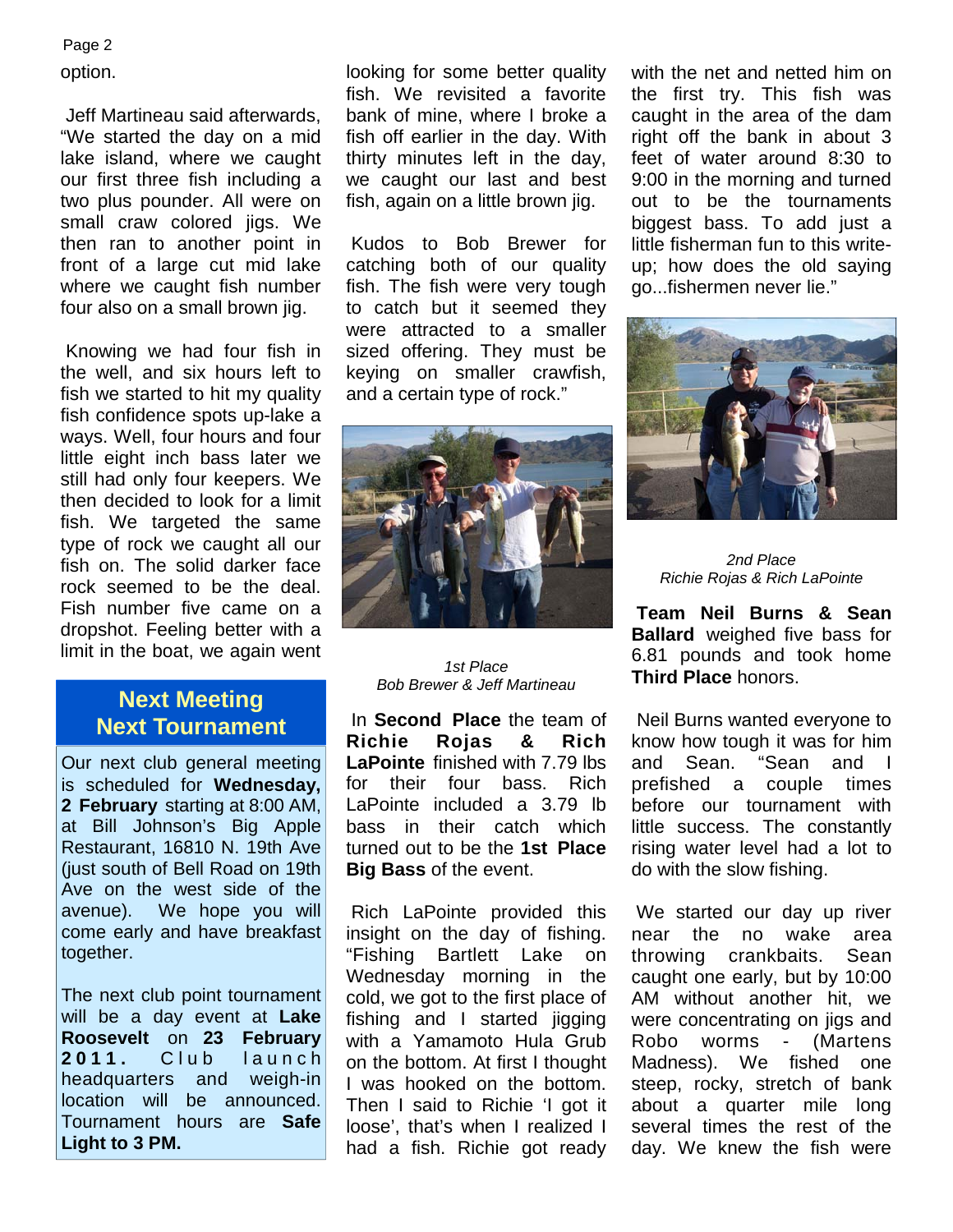option.

Jeff Martineau said afterwards, "We started the day on a mid lake island, where we caught our first three fish including a two plus pounder. All were on small craw colored jigs. We then ran to another point in front of a large cut mid lake where we caught fish number four also on a small brown jig.

Knowing we had four fish in the well, and six hours left to fish we started to hit my quality fish confidence spots up-lake a ways. Well, four hours and four little eight inch bass later we still had only four keepers. We then decided to look for a limit fish. We targeted the same type of rock we caught all our fish on. The solid darker face rock seemed to be the deal. Fish number five came on a dropshot. Feeling better with a limit in the boat, we again went looking for some better quality fish. We revisited a favorite bank of mine, where I broke a fish off earlier in the day. With thirty minutes left in the day, we caught our last and best fish, again on a little brown jig.

Kudos to Bob Brewer for catching both of our quality fish. The fish were very tough to catch but it seemed they were attracted to a smaller sized offering. They must be keying on smaller crawfish, and a certain type of rock."

*1st Place*
*Bob Brewer & Jeff Martineau*

In **Second Place** the team of **Richie Rojas & Rich LaPointe** finished with 7.79 lbs for their four bass. Rich LaPointe included a 3.79 lb bass in their catch which turned out to be the **1st Place Big Bass** of the event.

Rich LaPointe provided this insight on the day of fishing. "Fishing Bartlett Lake on Wednesday morning in the cold, we got to the first place of fishing and I started jigging with a Yamamoto Hula Grub on the bottom. At first I thought I was hooked on the bottom. Then I said to Richie 'I got it loose', that's when I realized I had a fish. Richie got ready with the net and netted him on the first try. This fish was caught in the area of the dam right off the bank in about 3 feet of water around 8:30 to 9:00 in the morning and turned out to be the tournaments biggest bass. To add just a little fisherman fun to this write-up; how does the old saying go...fishermen never lie."

*2nd Place*
*Richie Rojas & Rich LaPointe*

**Team Neil Burns & Sean Ballard** weighed five bass for 6.81 pounds and took home **Third Place** honors.

Neil Burns wanted everyone to know how tough it was for him and Sean. "Sean and I prefished a couple times before our tournament with little success. The constantly rising water level had a lot to do with the slow fishing.

We started our day up river near the no wake area throwing crankbaits. Sean caught one early, but by 10:00 AM without another hit, we were concentrating on jigs and Robo worms - (Martens Madness). We fished one steep, rocky, stretch of bank about a quarter mile long several times the rest of the day. We knew the fish were

## Next Meeting Next Tournament

Our next club general meeting is scheduled for **Wednesday, 2 February** starting at 8:00 AM, at Bill Johnson's Big Apple Restaurant, 16810 N. 19th Ave (just south of Bell Road on 19th Ave on the west side of the avenue). We hope you will come early and have breakfast together.

The next club point tournament will be a day event at **Lake Roosevelt** on **23 February 2011.** Club launch headquarters and weigh-in location will be announced. Tournament hours are **Safe Light to 3 PM.**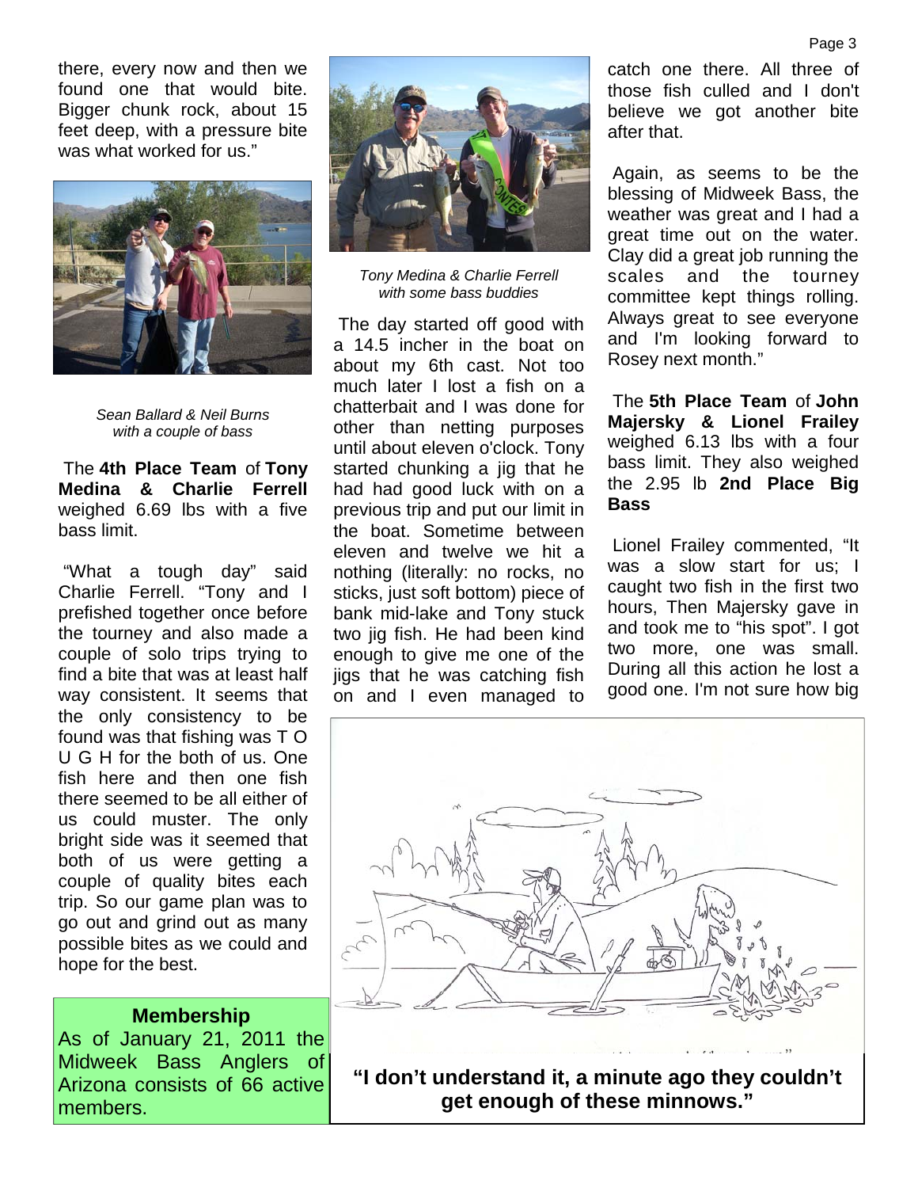there, every now and then we found one that would bite. Bigger chunk rock, about 15 feet deep, with a pressure bite was what worked for us."

*Sean Ballard & Neil Burns with a couple of bass*

The **4th Place Team** of **Tony Medina & Charlie Ferrell** weighed 6.69 lbs with a five bass limit.

"What a tough day" said Charlie Ferrell. "Tony and I prefished together once before the tourney and also made a couple of solo trips trying to find a bite that was at least half way consistent. It seems that the only consistency to be found was that fishing was T O U G H for the both of us. One fish here and then one fish there seemed to be all either of us could muster. The only bright side was it seemed that both of us were getting a couple of quality bites each trip. So our game plan was to go out and grind out as many possible bites as we could and hope for the best.

## Membership

As of January 21, 2011 the Midweek Bass Anglers of Arizona consists of 66 active members.

*Tony Medina & Charlie Ferrell with some bass buddies*

The day started off good with a 14.5 incher in the boat on about my 6th cast. Not too much later I lost a fish on a chatterbait and I was done for other than netting purposes until about eleven o'clock. Tony started chunking a jig that he had had good luck with on a previous trip and put our limit in the boat. Sometime between eleven and twelve we hit a nothing (literally: no rocks, no sticks, just soft bottom) piece of bank mid-lake and Tony stuck two jig fish. He had been kind enough to give me one of the jigs that he was catching fish on and I even managed to catch one there. All three of those fish culled and I don't believe we got another bite after that.

Again, as seems to be the blessing of Midweek Bass, the weather was great and I had a great time out on the water. Clay did a great job running the scales and the tourney committee kept things rolling. Always great to see everyone and I'm looking forward to Rosey next month."

The **5th Place Team** of **John Majersky & Lionel Frailey** weighed 6.13 lbs with a four bass limit. They also weighed the 2.95 lb **2nd Place Big Bass**

Lionel Frailey commented, "It was a slow start for us; I caught two fish in the first two hours, Then Majersky gave in and took me to "his spot". I got two more, one was small. During all this action he lost a good one. I'm not sure how big

**"I don't understand it, a minute ago they couldn't get enough of these minnows."**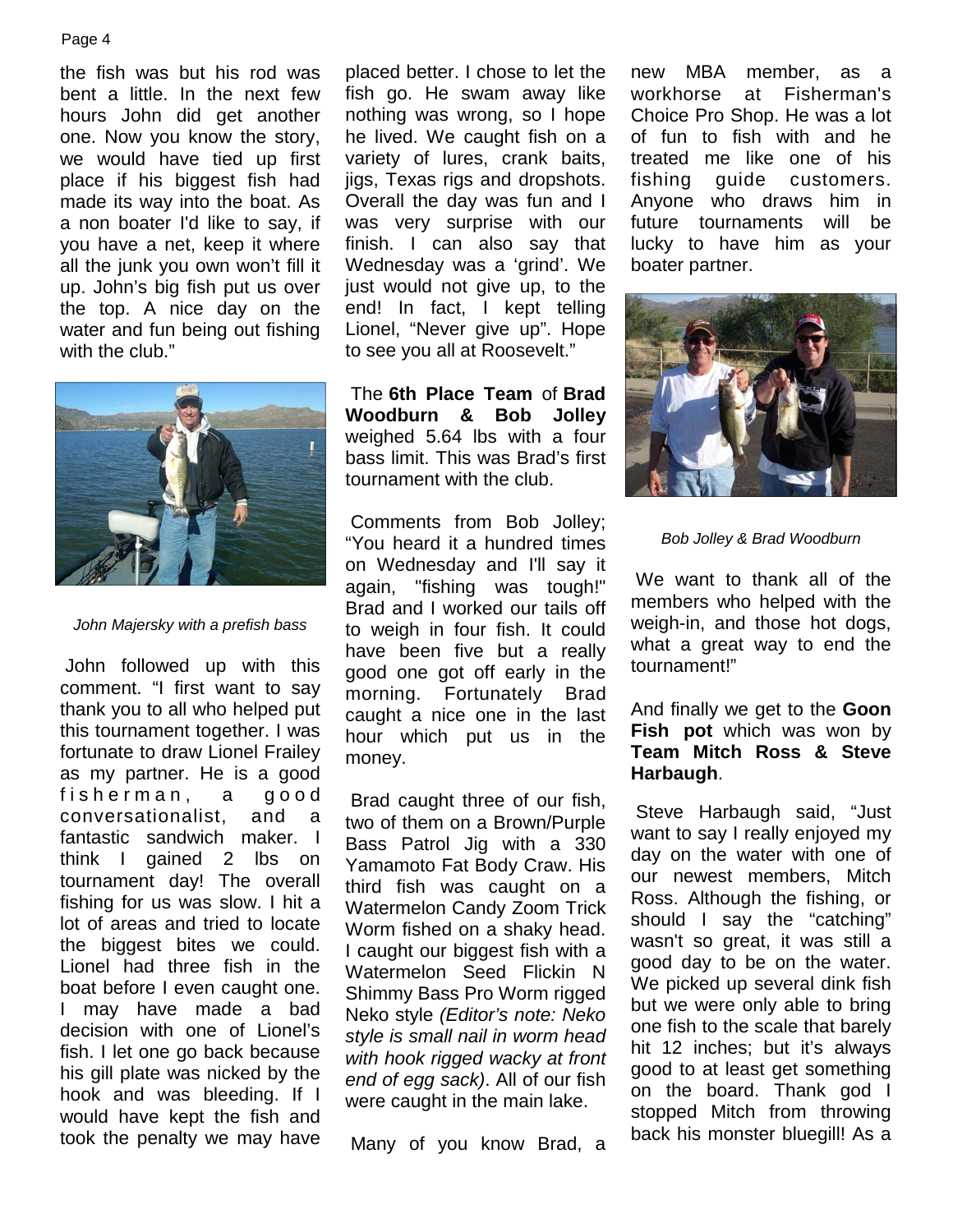the fish was but his rod was bent a little. In the next few hours John did get another one. Now you know the story, we would have tied up first place if his biggest fish had made its way into the boat. As a non boater I'd like to say, if you have a net, keep it where all the junk you own won't fill it up. John's big fish put us over the top. A nice day on the water and fun being out fishing with the club."

*John Majersky with a prefish bass*

John followed up with this comment. "I first want to say thank you to all who helped put this tournament together. I was fortunate to draw Lionel Frailey as my partner. He is a good fisherman, a good conversationalist, and a fantastic sandwich maker. I think I gained 2 lbs on tournament day! The overall fishing for us was slow. I hit a lot of areas and tried to locate the biggest bites we could. Lionel had three fish in the boat before I even caught one. I may have made a bad decision with one of Lionel's fish. I let one go back because his gill plate was nicked by the hook and was bleeding. If I would have kept the fish and took the penalty we may have placed better. I chose to let the fish go. He swam away like nothing was wrong, so I hope he lived. We caught fish on a variety of lures, crank baits, jigs, Texas rigs and dropshots. Overall the day was fun and I was very surprise with our finish. I can also say that Wednesday was a 'grind'. We just would not give up, to the end! In fact, I kept telling Lionel, "Never give up". Hope to see you all at Roosevelt."

The **6th Place Team** of **Brad Woodburn & Bob Jolley** weighed 5.64 lbs with a four bass limit. This was Brad's first tournament with the club.

Comments from Bob Jolley; "You heard it a hundred times on Wednesday and I'll say it again, "fishing was tough!" Brad and I worked our tails off to weigh in four fish. It could have been five but a really good one got off early in the morning. Fortunately Brad caught a nice one in the last hour which put us in the money.

Brad caught three of our fish, two of them on a Brown/Purple Bass Patrol Jig with a 330 Yamamoto Fat Body Craw. His third fish was caught on a Watermelon Candy Zoom Trick Worm fished on a shaky head. I caught our biggest fish with a Watermelon Seed Flickin N Shimmy Bass Pro Worm rigged Neko style *(Editor's note: Neko style is small nail in worm head with hook rigged wacky at front end of egg sack)*. All of our fish were caught in the main lake.

Many of you know Brad, a new MBA member, as a workhorse at Fisherman's Choice Pro Shop. He was a lot of fun to fish with and he treated me like one of his fishing guide customers. Anyone who draws him in future tournaments will be lucky to have him as your boater partner.

*Bob Jolley & Brad Woodburn*

We want to thank all of the members who helped with the weigh-in, and those hot dogs, what a great way to end the tournament!"

And finally we get to the **Goon Fish pot** which was won by **Team Mitch Ross & Steve Harbaugh**.

Steve Harbaugh said, "Just want to say I really enjoyed my day on the water with one of our newest members, Mitch Ross. Although the fishing, or should I say the "catching" wasn't so great, it was still a good day to be on the water. We picked up several dink fish but we were only able to bring one fish to the scale that barely hit 12 inches; but it's always good to at least get something on the board. Thank god I stopped Mitch from throwing back his monster bluegill! As a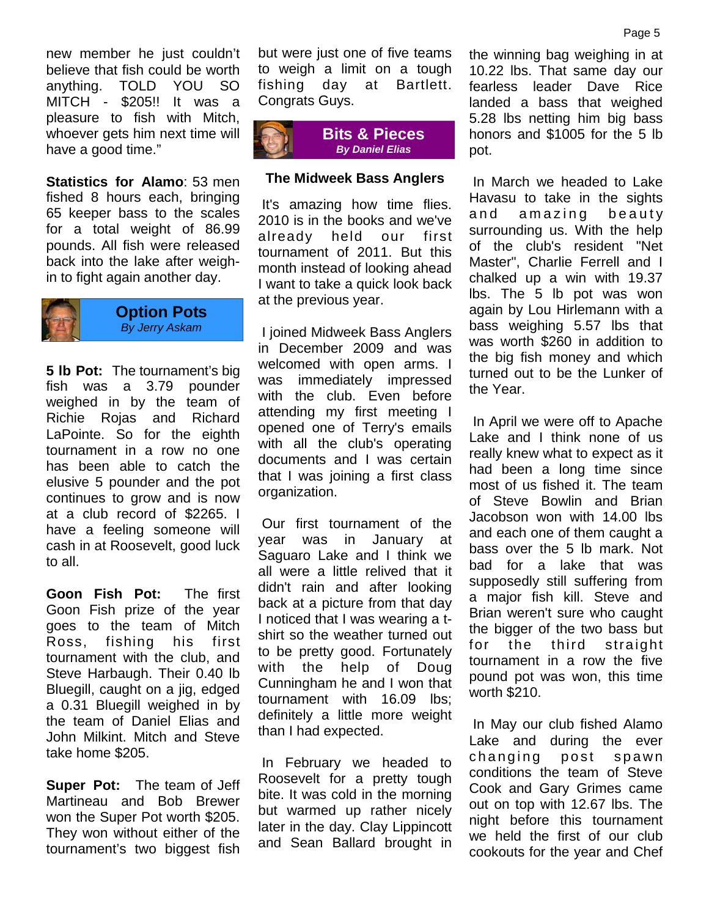new member he just couldn't believe that fish could be worth anything. TOLD YOU SO MITCH - $205!! It was a pleasure to fish with Mitch, whoever gets him next time will have a good time."

**Statistics for Alamo**: 53 men fished 8 hours each, bringing 65 keeper bass to the scales for a total weight of 86.99 pounds. All fish were released back into the lake after weigh-in to fight again another day.

## Option Pots

*By Jerry Askam*

**5 lb Pot:** The tournament's big fish was a 3.79 pounder weighed in by the team of Richie Rojas and Richard LaPointe. So for the eighth tournament in a row no one has been able to catch the elusive 5 pounder and the pot continues to grow and is now at a club record of $2265. I have a feeling someone will cash in at Roosevelt, good luck to all.

**Goon Fish Pot:** The first Goon Fish prize of the year goes to the team of Mitch Ross, fishing his first tournament with the club, and Steve Harbaugh. Their 0.40 lb Bluegill, caught on a jig, edged a 0.31 Bluegill weighed in by the team of Daniel Elias and John Milkint. Mitch and Steve take home $205.

**Super Pot:** The team of Jeff Martineau and Bob Brewer won the Super Pot worth $205. They won without either of the tournament's two biggest fish but were just one of five teams to weigh a limit on a tough fishing day at Bartlett. Congrats Guys.

## Bits & Pieces

*By Daniel Elias*

### The Midweek Bass Anglers

It's amazing how time flies. 2010 is in the books and we've already held our first tournament of 2011. But this month instead of looking ahead I want to take a quick look back at the previous year.

I joined Midweek Bass Anglers in December 2009 and was welcomed with open arms. I was immediately impressed with the club. Even before attending my first meeting I opened one of Terry's emails with all the club's operating documents and I was certain that I was joining a first class organization.

Our first tournament of the year was in January at Saguaro Lake and I think we all were a little relived that it didn't rain and after looking back at a picture from that day I noticed that I was wearing a t-shirt so the weather turned out to be pretty good. Fortunately with the help of Doug Cunningham he and I won that tournament with 16.09 lbs; definitely a little more weight than I had expected.

In February we headed to Roosevelt for a pretty tough bite. It was cold in the morning but warmed up rather nicely later in the day. Clay Lippincott and Sean Ballard brought in the winning bag weighing in at 10.22 lbs. That same day our fearless leader Dave Rice landed a bass that weighed 5.28 lbs netting him big bass honors and $1005 for the 5 lb pot.

In March we headed to Lake Havasu to take in the sights and amazing beauty surrounding us. With the help of the club's resident "Net Master", Charlie Ferrell and I chalked up a win with 19.37 lbs. The 5 lb pot was won again by Lou Hirlemann with a bass weighing 5.57 lbs that was worth $260 in addition to the big fish money and which turned out to be the Lunker of the Year.

In April we were off to Apache Lake and I think none of us really knew what to expect as it had been a long time since most of us fished it. The team of Steve Bowlin and Brian Jacobson won with 14.00 lbs and each one of them caught a bass over the 5 lb mark. Not bad for a lake that was supposedly still suffering from a major fish kill. Steve and Brian weren't sure who caught the bigger of the two bass but for the third straight tournament in a row the five pound pot was won, this time worth $210.

In May our club fished Alamo Lake and during the ever changing post spawn conditions the team of Steve Cook and Gary Grimes came out on top with 12.67 lbs. The night before this tournament we held the first of our club cookouts for the year and Chef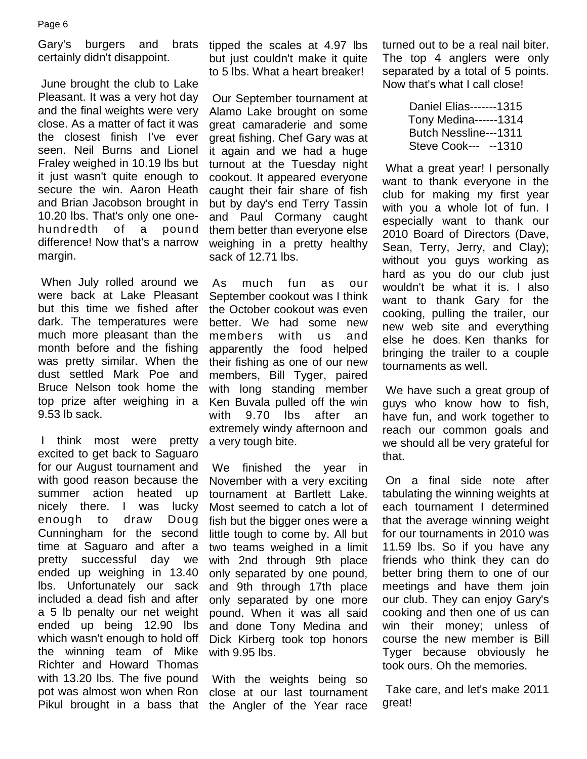Gary's burgers and brats certainly didn't disappoint.

June brought the club to Lake Pleasant. It was a very hot day and the final weights were very close. As a matter of fact it was the closest finish I've ever seen. Neil Burns and Lionel Fraley weighed in 10.19 lbs but it just wasn't quite enough to secure the win. Aaron Heath and Brian Jacobson brought in 10.20 lbs. That's only one one-hundredth of a pound difference! Now that's a narrow margin.

When July rolled around we were back at Lake Pleasant but this time we fished after dark. The temperatures were much more pleasant than the month before and the fishing was pretty similar. When the dust settled Mark Poe and Bruce Nelson took home the top prize after weighing in a 9.53 lb sack.

I think most were pretty excited to get back to Saguaro for our August tournament and with good reason because the summer action heated up nicely there. I was lucky enough to draw Doug Cunningham for the second time at Saguaro and after a pretty successful day we ended up weighing in 13.40 lbs. Unfortunately our sack included a dead fish and after a 5 lb penalty our net weight ended up being 12.90 lbs which wasn't enough to hold off the winning team of Mike Richter and Howard Thomas with 13.20 lbs. The five pound pot was almost won when Ron Pikul brought in a bass that tipped the scales at 4.97 lbs but just couldn't make it quite to 5 lbs. What a heart breaker!

Our September tournament at Alamo Lake brought on some great camaraderie and some great fishing. Chef Gary was at it again and we had a huge turnout at the Tuesday night cookout. It appeared everyone caught their fair share of fish but by day's end Terry Tassin and Paul Cormany caught them better than everyone else weighing in a pretty healthy sack of 12.71 lbs.

As much fun as our September cookout was I think the October cookout was even better. We had some new members with us and apparently the food helped their fishing as one of our new members, Bill Tyger, paired with long standing member Ken Buvala pulled off the win with 9.70 lbs after an extremely windy afternoon and a very tough bite.

We finished the year in November with a very exciting tournament at Bartlett Lake. Most seemed to catch a lot of fish but the bigger ones were a little tough to come by. All but two teams weighed in a limit with 2nd through 9th place only separated by one pound, and 9th through 17th place only separated by one more pound. When it was all said and done Tony Medina and Dick Kirberg took top honors with 9.95 lbs.

With the weights being so close at our last tournament the Angler of the Year race turned out to be a real nail biter. The top 4 anglers were only separated by a total of 5 points. Now that's what I call close!

Daniel Elias-------1315
Tony Medina------1314
Butch Nessline---1311
Steve Cook--- --1310

What a great year! I personally want to thank everyone in the club for making my first year with you a whole lot of fun. I especially want to thank our 2010 Board of Directors (Dave, Sean, Terry, Jerry, and Clay); without you guys working as hard as you do our club just wouldn't be what it is. I also want to thank Gary for the cooking, pulling the trailer, our new web site and everything else he does. Ken thanks for bringing the trailer to a couple tournaments as well.

We have such a great group of guys who know how to fish, have fun, and work together to reach our common goals and we should all be very grateful for that.

On a final side note after tabulating the winning weights at each tournament I determined that the average winning weight for our tournaments in 2010 was 11.59 lbs. So if you have any friends who think they can do better bring them to one of our meetings and have them join our club. They can enjoy Gary's cooking and then one of us can win their money; unless of course the new member is Bill Tyger because obviously he took ours. Oh the memories.

Take care, and let's make 2011 great!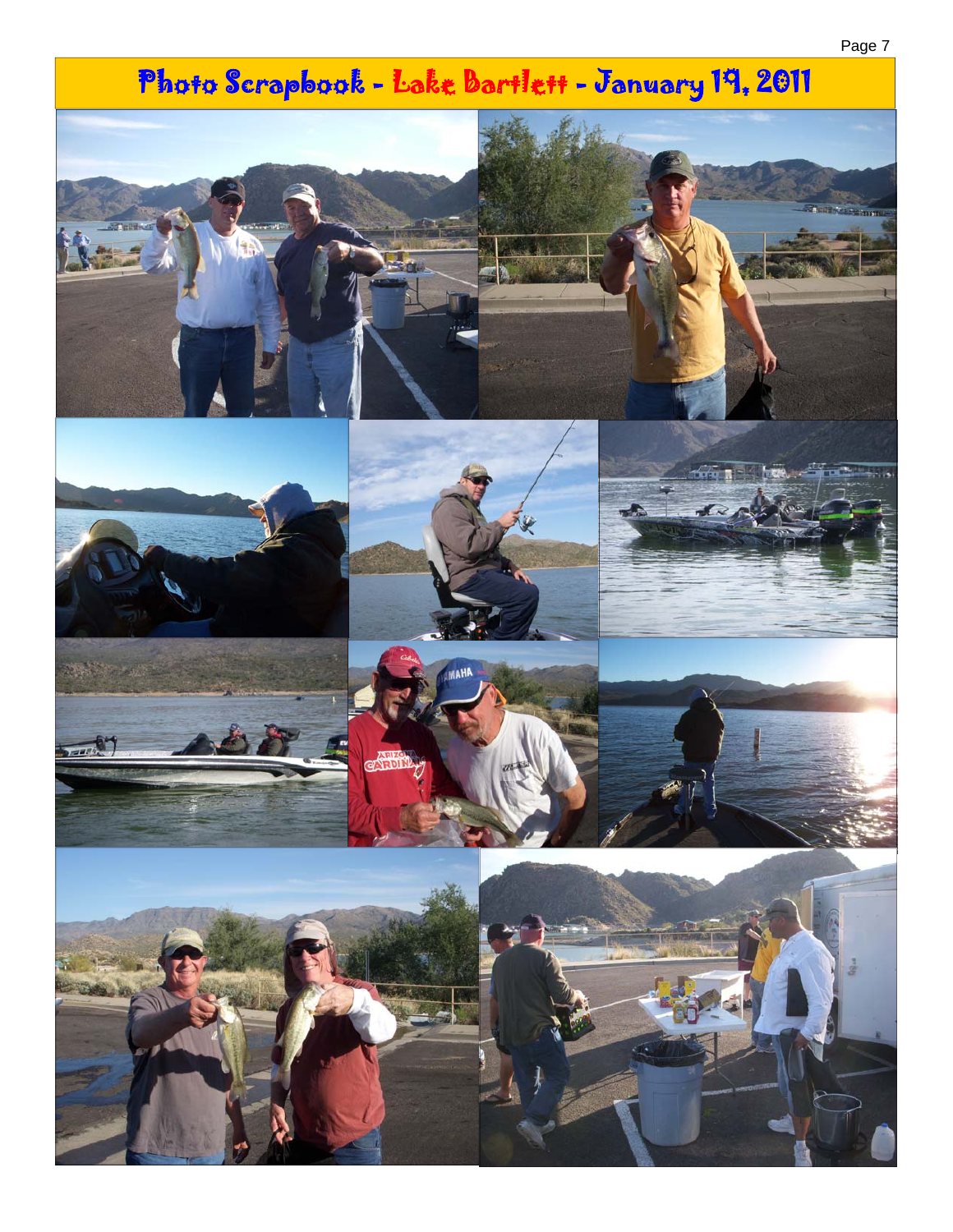# Photo Scrapbook - Lake Bartlett - January 19, 2011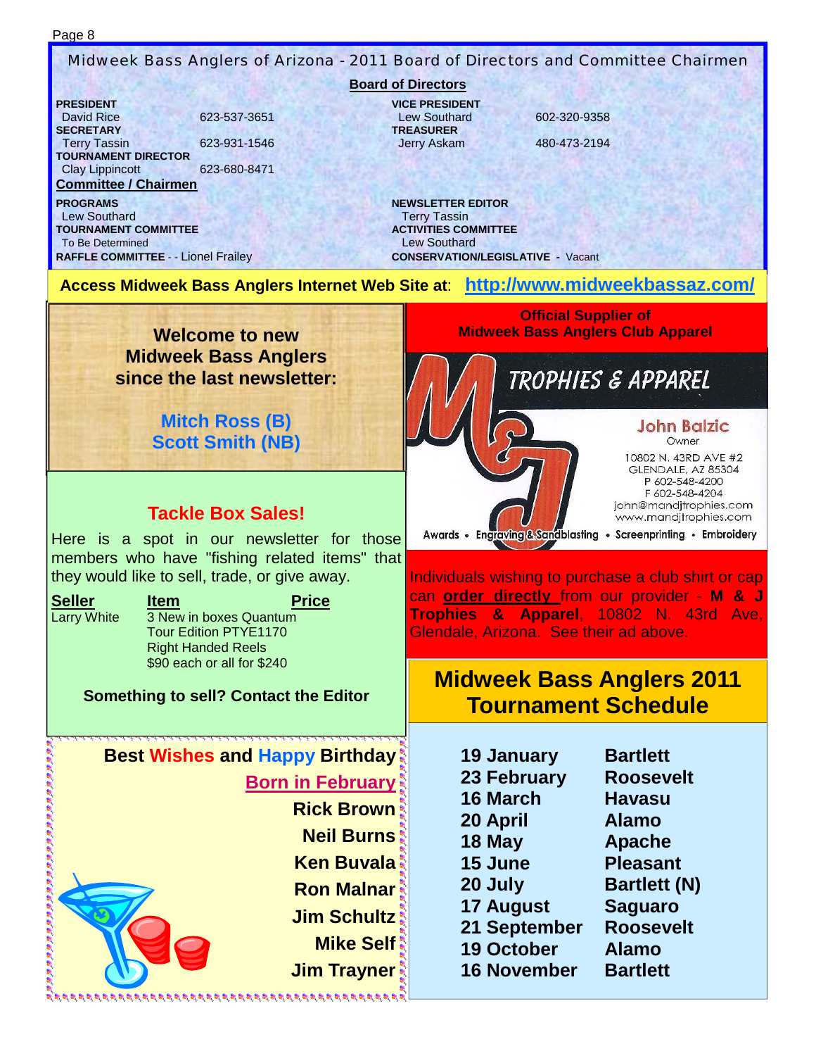## Midweek Bass Anglers of Arizona - 2011 Board of Directors and Committee Chairmen

**Board of Directors**

**PRESIDENT**
David Rice 623-537-3651

**VICE PRESIDENT**
Lew Southard 602-320-9358

**SECRETARY**
Terry Tassin 623-931-1546

**TREASURER**
Jerry Askam 480-473-2194

**TOURNAMENT DIRECTOR**
Clay Lippincott 623-680-8471

**Committee / Chairmen**

**PROGRAMS**
Lew Southard

**NEWSLETTER EDITOR**
Terry Tassin

**TOURNAMENT COMMITTEE**
To Be Determined

**ACTIVITIES COMMITTEE**
Lew Southard

**RAFFLE COMMITTEE** - - Lionel Frailey

**CONSERVATION/LEGISLATIVE** - Vacant

**Access Midweek Bass Anglers Internet Web Site at**: **http://www.midweekbassaz.com/**

### Welcome to new Midweek Bass Anglers since the last newsletter:

**Mitch Ross (B)**
**Scott Smith (NB)**

### Tackle Box Sales!

Here is a spot in our newsletter for those members who have "fishing related items" that they would like to sell, trade, or give away.

| Seller | Item | Price |
|---|---|---|
| Larry White | 3 New in boxes Quantum Tour Edition PTYE1170 Right Handed Reels $90 each or all for $240 | |

**Something to sell? Contact the Editor**

### Best Wishes and Happy Birthday

**Born in February**

**Rick Brown**
**Neil Burns**
**Ken Buvala**
**Ron Malnar**
**Jim Schultz**
**Mike Self**
**Jim Trayner**

**Official Supplier of Midweek Bass Anglers Club Apparel**

M&J TROPHIES & APPAREL
John Balzic
Owner
10802 N. 43RD AVE #2
GLENDALE, AZ 85304
P 602-548-4200
F 602-548-4204
john@mandjtrophies.com
www.mandjtrophies.com
Awards • Engraving & Sandblasting • Screenprinting • Embroidery

Individuals wishing to purchase a club shirt or cap can **order directly** from our provider - **M & J Trophies & Apparel**, 10802 N. 43rd Ave, Glendale, Arizona. See their ad above.

### Midweek Bass Anglers 2011 Tournament Schedule

| | |
|---|---|
| 19 January | Bartlett |
| 23 February | Roosevelt |
| 16 March | Havasu |
| 20 April | Alamo |
| 18 May | Apache |
| 15 June | Pleasant |
| 20 July | Bartlett (N) |
| 17 August | Saguaro |
| 21 September | Roosevelt |
| 19 October | Alamo |
| 16 November | Bartlett |